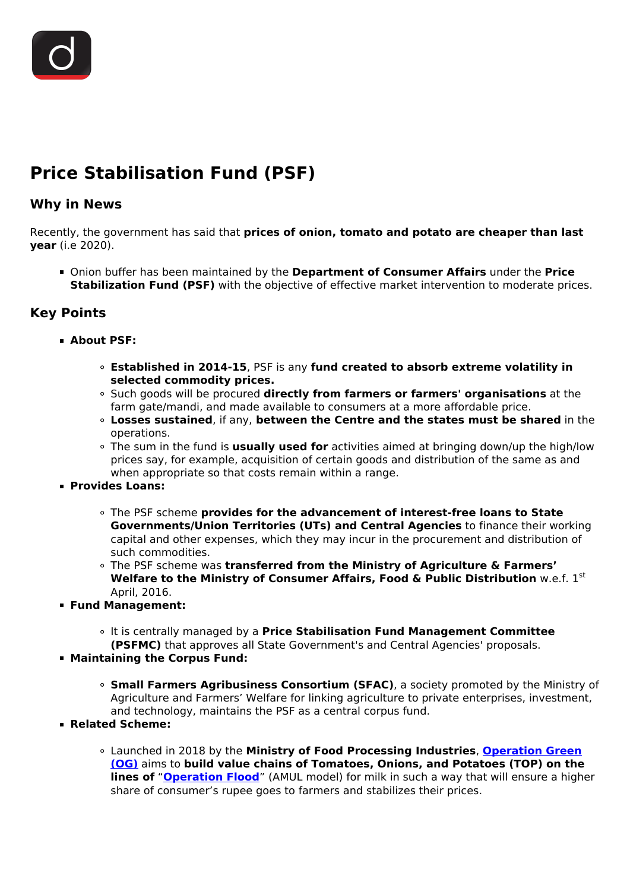# Price Stabilisation Fund (PSF)

## Why in News

Recently, the government has said that **prices of onion, tomato and potato are cheaper than last year** (i.e 2020).

- Onion buffer has been maintained by the **Department of Consumer Affairs** under the **Price Stabilization Fund (PSF)** with the objective of effective market intervention to moderate prices.

## Key Points

- **About PSF:**
  - **Established in 2014-15**, PSF is any **fund created to absorb extreme volatility in selected commodity prices.**
  - Such goods will be procured **directly from farmers or farmers' organisations** at the farm gate/mandi, and made available to consumers at a more affordable price.
  - **Losses sustained**, if any, **between the Centre and the states must be shared** in the operations.
  - The sum in the fund is **usually used for** activities aimed at bringing down/up the high/low prices say, for example, acquisition of certain goods and distribution of the same as and when appropriate so that costs remain within a range.
- **Provides Loans:**
  - The PSF scheme **provides for the advancement of interest-free loans to State Governments/Union Territories (UTs) and Central Agencies** to finance their working capital and other expenses, which they may incur in the procurement and distribution of such commodities.
  - The PSF scheme was **transferred from the Ministry of Agriculture & Farmers' Welfare to the Ministry of Consumer Affairs, Food & Public Distribution** w.e.f. 1st April, 2016.
- **Fund Management:**
  - It is centrally managed by a **Price Stabilisation Fund Management Committee (PSFMC)** that approves all State Government's and Central Agencies' proposals.
- **Maintaining the Corpus Fund:**
  - **Small Farmers Agribusiness Consortium (SFAC)**, a society promoted by the Ministry of Agriculture and Farmers' Welfare for linking agriculture to private enterprises, investment, and technology, maintains the PSF as a central corpus fund.
- **Related Scheme:**
  - Launched in 2018 by the **Ministry of Food Processing Industries**, **Operation Green (OG)** aims to **build value chains of Tomatoes, Onions, and Potatoes (TOP) on the lines of** "**Operation Flood**" (AMUL model) for milk in such a way that will ensure a higher share of consumer's rupee goes to farmers and stabilizes their prices.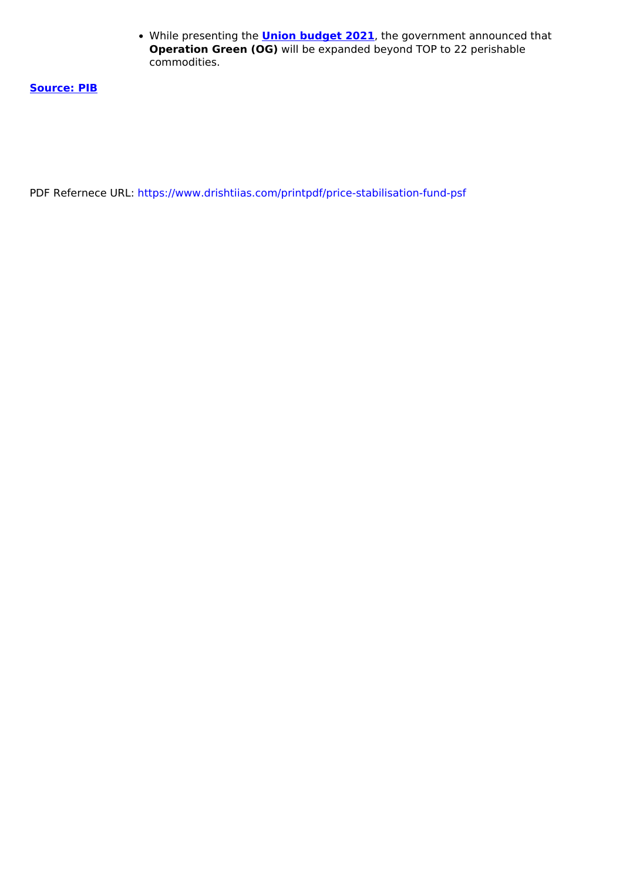- While presenting the **Union budget 2021**, the government announced that **Operation Green (OG)** will be expanded beyond TOP to 22 perishable commodities.

**Source: PIB**

PDF Refernece URL: https://www.drishtiias.com/printpdf/price-stabilisation-fund-psf